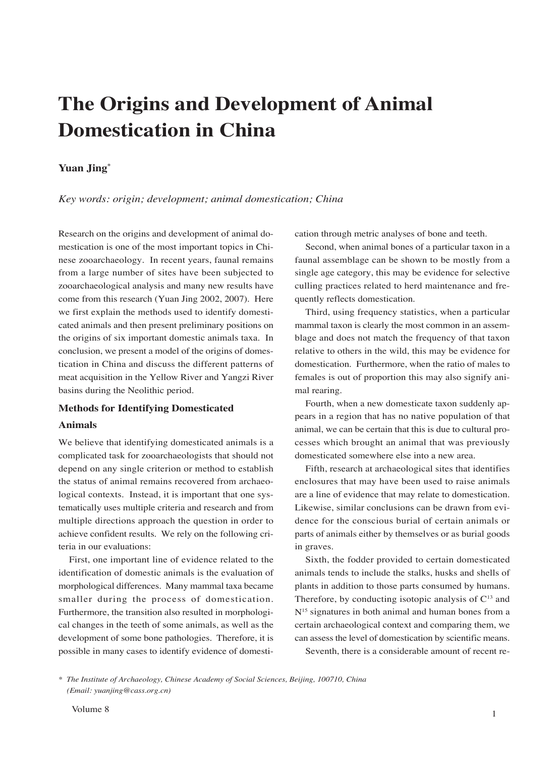// The Origins and Development of Animal Domestication in China

**Yuan Jing***

*Key words: origin; development; animal domestication; China*

Research on the origins and development of animal domestication is one of the most important topics in Chinese zooarchaeology. In recent years, faunal remains from a large number of sites have been subjected to zooarchaeological analysis and many new results have come from this research (Yuan Jing 2002, 2007). Here we first explain the methods used to identify domesticated animals and then present preliminary positions on the origins of six important domestic animals taxa. In conclusion, we present a model of the origins of domestication in China and discuss the different patterns of meat acquisition in the Yellow River and Yangzi River basins during the Neolithic period.

## Methods for Identifying Domesticated Animals

We believe that identifying domesticated animals is a complicated task for zooarchaeologists that should not depend on any single criterion or method to establish the status of animal remains recovered from archaeological contexts. Instead, it is important that one systematically uses multiple criteria and research and from multiple directions approach the question in order to achieve confident results. We rely on the following criteria in our evaluations:

First, one important line of evidence related to the identification of domestic animals is the evaluation of morphological differences. Many mammal taxa became smaller during the process of domestication. Furthermore, the transition also resulted in morphological changes in the teeth of some animals, as well as the development of some bone pathologies. Therefore, it is possible in many cases to identify evidence of domestication through metric analyses of bone and teeth.

Second, when animal bones of a particular taxon in a faunal assemblage can be shown to be mostly from a single age category, this may be evidence for selective culling practices related to herd maintenance and frequently reflects domestication.

Third, using frequency statistics, when a particular mammal taxon is clearly the most common in an assemblage and does not match the frequency of that taxon relative to others in the wild, this may be evidence for domestication. Furthermore, when the ratio of males to females is out of proportion this may also signify animal rearing.

Fourth, when a new domesticate taxon suddenly appears in a region that has no native population of that animal, we can be certain that this is due to cultural processes which brought an animal that was previously domesticated somewhere else into a new area.

Fifth, research at archaeological sites that identifies enclosures that may have been used to raise animals are a line of evidence that may relate to domestication. Likewise, similar conclusions can be drawn from evidence for the conscious burial of certain animals or parts of animals either by themselves or as burial goods in graves.

Sixth, the fodder provided to certain domesticated animals tends to include the stalks, husks and shells of plants in addition to those parts consumed by humans. Therefore, by conducting isotopic analysis of $C^{13}$ and $N^{15}$ signatures in both animal and human bones from a certain archaeological context and comparing them, we can assess the level of domestication by scientific means.

Seventh, there is a considerable amount of recent re-

\* *The Institute of Archaeology, Chinese Academy of Social Sciences, Beijing, 100710, China (Email: yuanjing@cass.org.cn)*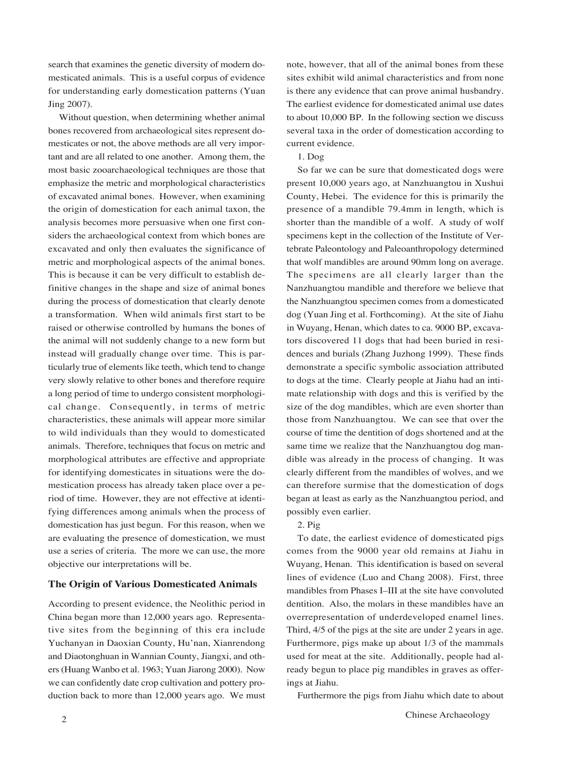search that examines the genetic diversity of modern domesticated animals. This is a useful corpus of evidence for understanding early domestication patterns (Yuan Jing 2007).

Without question, when determining whether animal bones recovered from archaeological sites represent domesticates or not, the above methods are all very important and are all related to one another. Among them, the most basic zooarchaeological techniques are those that emphasize the metric and morphological characteristics of excavated animal bones. However, when examining the origin of domestication for each animal taxon, the analysis becomes more persuasive when one first considers the archaeological context from which bones are excavated and only then evaluates the significance of metric and morphological aspects of the animal bones. This is because it can be very difficult to establish definitive changes in the shape and size of animal bones during the process of domestication that clearly denote a transformation. When wild animals first start to be raised or otherwise controlled by humans the bones of the animal will not suddenly change to a new form but instead will gradually change over time. This is particularly true of elements like teeth, which tend to change very slowly relative to other bones and therefore require a long period of time to undergo consistent morphological change. Consequently, in terms of metric characteristics, these animals will appear more similar to wild individuals than they would to domesticated animals. Therefore, techniques that focus on metric and morphological attributes are effective and appropriate for identifying domesticates in situations were the domestication process has already taken place over a period of time. However, they are not effective at identifying differences among animals when the process of domestication has just begun. For this reason, when we are evaluating the presence of domestication, we must use a series of criteria. The more we can use, the more objective our interpretations will be.

## The Origin of Various Domesticated Animals

According to present evidence, the Neolithic period in China began more than 12,000 years ago. Representative sites from the beginning of this era include Yuchanyan in Daoxian County, Hu'nan, Xianrendong and Diaotonghuan in Wannian County, Jiangxi, and others (Huang Wanbo et al. 1963; Yuan Jiarong 2000). Now we can confidently date crop cultivation and pottery production back to more than 12,000 years ago. We must note, however, that all of the animal bones from these sites exhibit wild animal characteristics and from none is there any evidence that can prove animal husbandry. The earliest evidence for domesticated animal use dates to about 10,000 BP. In the following section we discuss several taxa in the order of domestication according to current evidence.

1. Dog

So far we can be sure that domesticated dogs were present 10,000 years ago, at Nanzhuangtou in Xushui County, Hebei. The evidence for this is primarily the presence of a mandible 79.4mm in length, which is shorter than the mandible of a wolf. A study of wolf specimens kept in the collection of the Institute of Vertebrate Paleontology and Paleoanthropology determined that wolf mandibles are around 90mm long on average. The specimens are all clearly larger than the Nanzhuangtou mandible and therefore we believe that the Nanzhuangtou specimen comes from a domesticated dog (Yuan Jing et al. Forthcoming). At the site of Jiahu in Wuyang, Henan, which dates to ca. 9000 BP, excavators discovered 11 dogs that had been buried in residences and burials (Zhang Juzhong 1999). These finds demonstrate a specific symbolic association attributed to dogs at the time. Clearly people at Jiahu had an intimate relationship with dogs and this is verified by the size of the dog mandibles, which are even shorter than those from Nanzhuangtou. We can see that over the course of time the dentition of dogs shortened and at the same time we realize that the Nanzhuangtou dog mandible was already in the process of changing. It was clearly different from the mandibles of wolves, and we can therefore surmise that the domestication of dogs began at least as early as the Nanzhuangtou period, and possibly even earlier.

2. Pig

To date, the earliest evidence of domesticated pigs comes from the 9000 year old remains at Jiahu in Wuyang, Henan. This identification is based on several lines of evidence (Luo and Chang 2008). First, three mandibles from Phases I–III at the site have convoluted dentition. Also, the molars in these mandibles have an overrepresentation of underdeveloped enamel lines. Third, 4/5 of the pigs at the site are under 2 years in age. Furthermore, pigs make up about 1/3 of the mammals used for meat at the site. Additionally, people had already begun to place pig mandibles in graves as offerings at Jiahu.

Furthermore the pigs from Jiahu which date to about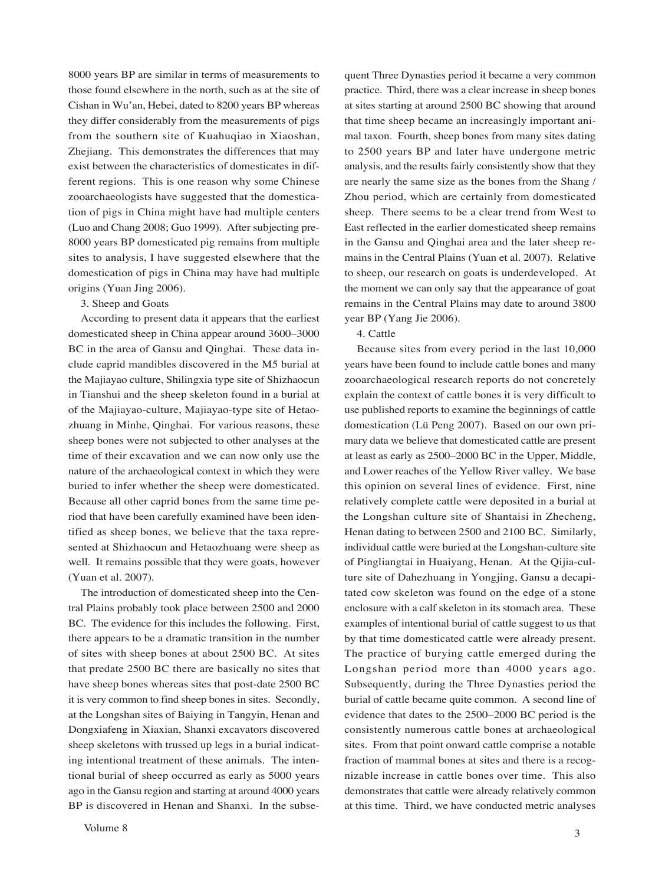8000 years BP are similar in terms of measurements to those found elsewhere in the north, such as at the site of Cishan in Wu'an, Hebei, dated to 8200 years BP whereas they differ considerably from the measurements of pigs from the southern site of Kuahuqiao in Xiaoshan, Zhejiang. This demonstrates the differences that may exist between the characteristics of domesticates in different regions. This is one reason why some Chinese zooarchaeologists have suggested that the domestication of pigs in China might have had multiple centers (Luo and Chang 2008; Guo 1999). After subjecting pre-8000 years BP domesticated pig remains from multiple sites to analysis, I have suggested elsewhere that the domestication of pigs in China may have had multiple origins (Yuan Jing 2006).

3. Sheep and Goats

According to present data it appears that the earliest domesticated sheep in China appear around 3600–3000 BC in the area of Gansu and Qinghai. These data include caprid mandibles discovered in the M5 burial at the Majiayao culture, Shilingxia type site of Shizhaocun in Tianshui and the sheep skeleton found in a burial at of the Majiayao-culture, Majiayao-type site of Hetaozhuang in Minhe, Qinghai. For various reasons, these sheep bones were not subjected to other analyses at the time of their excavation and we can now only use the nature of the archaeological context in which they were buried to infer whether the sheep were domesticated. Because all other caprid bones from the same time period that have been carefully examined have been identified as sheep bones, we believe that the taxa represented at Shizhaocun and Hetaozhuang were sheep as well. It remains possible that they were goats, however (Yuan et al. 2007).

The introduction of domesticated sheep into the Central Plains probably took place between 2500 and 2000 BC. The evidence for this includes the following. First, there appears to be a dramatic transition in the number of sites with sheep bones at about 2500 BC. At sites that predate 2500 BC there are basically no sites that have sheep bones whereas sites that post-date 2500 BC it is very common to find sheep bones in sites. Secondly, at the Longshan sites of Baiying in Tangyin, Henan and Dongxiafeng in Xiaxian, Shanxi excavators discovered sheep skeletons with trussed up legs in a burial indicating intentional treatment of these animals. The intentional burial of sheep occurred as early as 5000 years ago in the Gansu region and starting at around 4000 years BP is discovered in Henan and Shanxi. In the subsequent Three Dynasties period it became a very common practice. Third, there was a clear increase in sheep bones at sites starting at around 2500 BC showing that around that time sheep became an increasingly important animal taxon. Fourth, sheep bones from many sites dating to 2500 years BP and later have undergone metric analysis, and the results fairly consistently show that they are nearly the same size as the bones from the Shang / Zhou period, which are certainly from domesticated sheep. There seems to be a clear trend from West to East reflected in the earlier domesticated sheep remains in the Gansu and Qinghai area and the later sheep remains in the Central Plains (Yuan et al. 2007). Relative to sheep, our research on goats is underdeveloped. At the moment we can only say that the appearance of goat remains in the Central Plains may date to around 3800 year BP (Yang Jie 2006).

4. Cattle

Because sites from every period in the last 10,000 years have been found to include cattle bones and many zooarchaeological research reports do not concretely explain the context of cattle bones it is very difficult to use published reports to examine the beginnings of cattle domestication (Lü Peng 2007). Based on our own primary data we believe that domesticated cattle are present at least as early as 2500–2000 BC in the Upper, Middle, and Lower reaches of the Yellow River valley. We base this opinion on several lines of evidence. First, nine relatively complete cattle were deposited in a burial at the Longshan culture site of Shantaisi in Zhecheng, Henan dating to between 2500 and 2100 BC. Similarly, individual cattle were buried at the Longshan-culture site of Pingliangtai in Huaiyang, Henan. At the Qijia-culture site of Dahezhuang in Yongjing, Gansu a decapitated cow skeleton was found on the edge of a stone enclosure with a calf skeleton in its stomach area. These examples of intentional burial of cattle suggest to us that by that time domesticated cattle were already present. The practice of burying cattle emerged during the Longshan period more than 4000 years ago. Subsequently, during the Three Dynasties period the burial of cattle became quite common. A second line of evidence that dates to the 2500–2000 BC period is the consistently numerous cattle bones at archaeological sites. From that point onward cattle comprise a notable fraction of mammal bones at sites and there is a recognizable increase in cattle bones over time. This also demonstrates that cattle were already relatively common at this time. Third, we have conducted metric analyses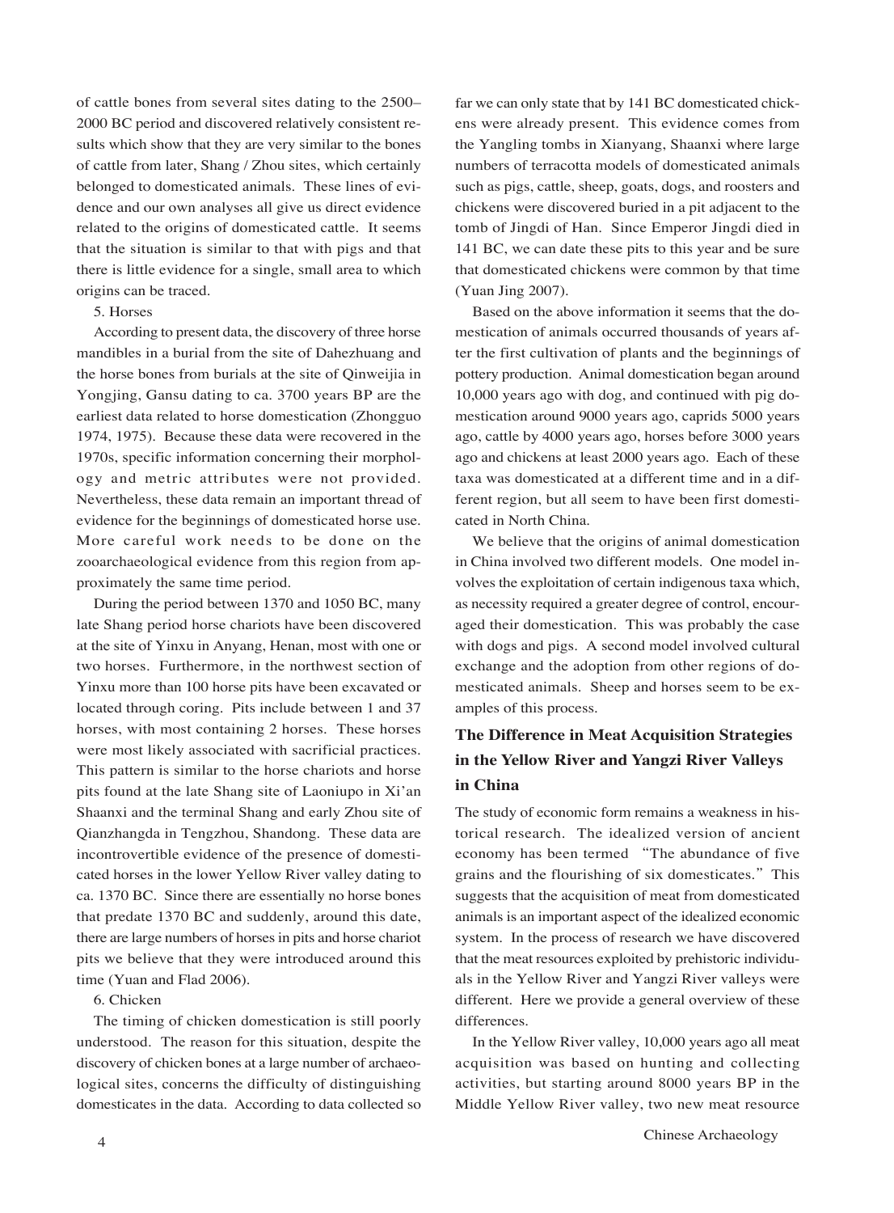of cattle bones from several sites dating to the 2500–2000 BC period and discovered relatively consistent results which show that they are very similar to the bones of cattle from later, Shang / Zhou sites, which certainly belonged to domesticated animals. These lines of evidence and our own analyses all give us direct evidence related to the origins of domesticated cattle. It seems that the situation is similar to that with pigs and that there is little evidence for a single, small area to which origins can be traced.

5. Horses

According to present data, the discovery of three horse mandibles in a burial from the site of Dahezhuang and the horse bones from burials at the site of Qinweijia in Yongjing, Gansu dating to ca. 3700 years BP are the earliest data related to horse domestication (Zhongguo 1974, 1975). Because these data were recovered in the 1970s, specific information concerning their morphology and metric attributes were not provided. Nevertheless, these data remain an important thread of evidence for the beginnings of domesticated horse use. More careful work needs to be done on the zooarchaeological evidence from this region from approximately the same time period.

During the period between 1370 and 1050 BC, many late Shang period horse chariots have been discovered at the site of Yinxu in Anyang, Henan, most with one or two horses. Furthermore, in the northwest section of Yinxu more than 100 horse pits have been excavated or located through coring. Pits include between 1 and 37 horses, with most containing 2 horses. These horses were most likely associated with sacrificial practices. This pattern is similar to the horse chariots and horse pits found at the late Shang site of Laoniupo in Xi'an Shaanxi and the terminal Shang and early Zhou site of Qianzhangda in Tengzhou, Shandong. These data are incontrovertible evidence of the presence of domesticated horses in the lower Yellow River valley dating to ca. 1370 BC. Since there are essentially no horse bones that predate 1370 BC and suddenly, around this date, there are large numbers of horses in pits and horse chariot pits we believe that they were introduced around this time (Yuan and Flad 2006).

6. Chicken

The timing of chicken domestication is still poorly understood. The reason for this situation, despite the discovery of chicken bones at a large number of archaeological sites, concerns the difficulty of distinguishing domesticates in the data. According to data collected so far we can only state that by 141 BC domesticated chickens were already present. This evidence comes from the Yangling tombs in Xianyang, Shaanxi where large numbers of terracotta models of domesticated animals such as pigs, cattle, sheep, goats, dogs, and roosters and chickens were discovered buried in a pit adjacent to the tomb of Jingdi of Han. Since Emperor Jingdi died in 141 BC, we can date these pits to this year and be sure that domesticated chickens were common by that time (Yuan Jing 2007).

Based on the above information it seems that the domestication of animals occurred thousands of years after the first cultivation of plants and the beginnings of pottery production. Animal domestication began around 10,000 years ago with dog, and continued with pig domestication around 9000 years ago, caprids 5000 years ago, cattle by 4000 years ago, horses before 3000 years ago and chickens at least 2000 years ago. Each of these taxa was domesticated at a different time and in a different region, but all seem to have been first domesticated in North China.

We believe that the origins of animal domestication in China involved two different models. One model involves the exploitation of certain indigenous taxa which, as necessity required a greater degree of control, encouraged their domestication. This was probably the case with dogs and pigs. A second model involved cultural exchange and the adoption from other regions of domesticated animals. Sheep and horses seem to be examples of this process.

## The Difference in Meat Acquisition Strategies in the Yellow River and Yangzi River Valleys in China

The study of economic form remains a weakness in historical research. The idealized version of ancient economy has been termed "The abundance of five grains and the flourishing of six domesticates." This suggests that the acquisition of meat from domesticated animals is an important aspect of the idealized economic system. In the process of research we have discovered that the meat resources exploited by prehistoric individuals in the Yellow River and Yangzi River valleys were different. Here we provide a general overview of these differences.

In the Yellow River valley, 10,000 years ago all meat acquisition was based on hunting and collecting activities, but starting around 8000 years BP in the Middle Yellow River valley, two new meat resource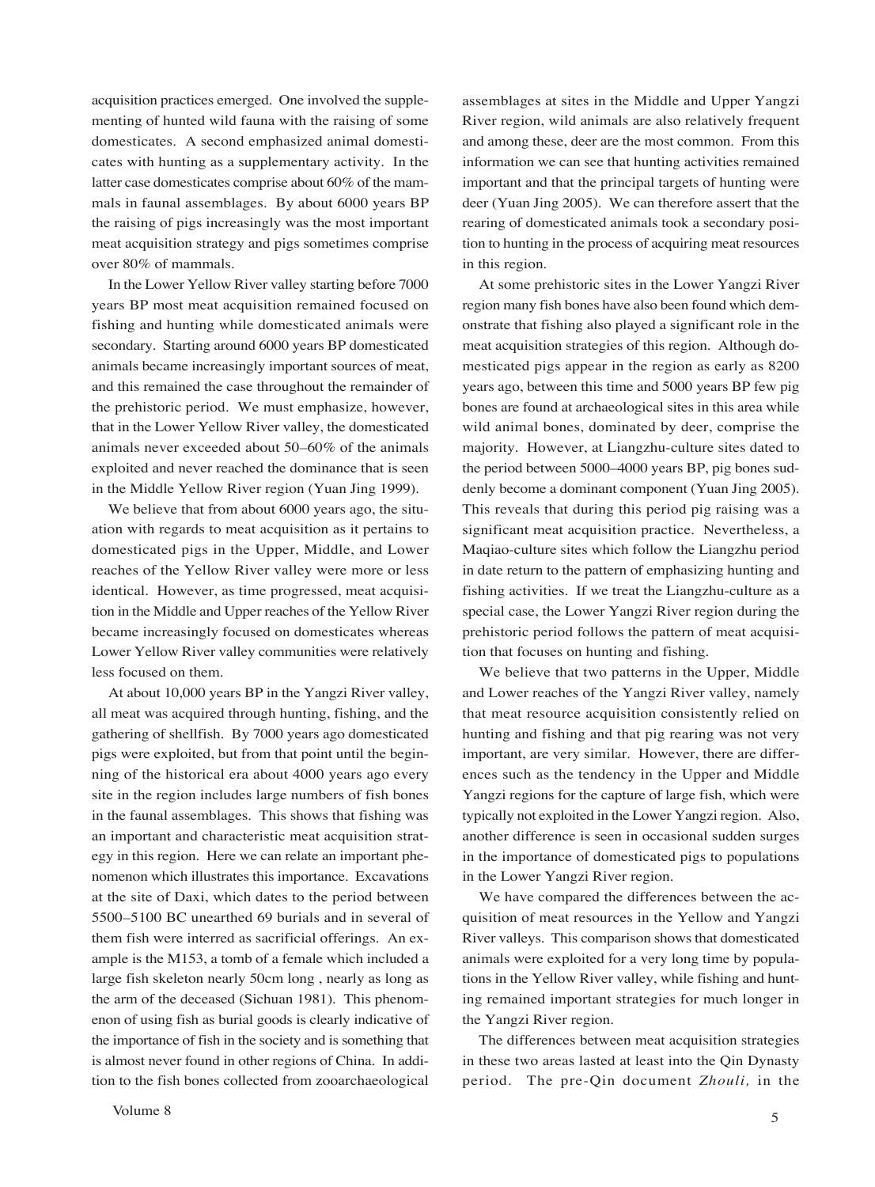acquisition practices emerged. One involved the supplementing of hunted wild fauna with the raising of some domesticates. A second emphasized animal domesticates with hunting as a supplementary activity. In the latter case domesticates comprise about 60% of the mammals in faunal assemblages. By about 6000 years BP the raising of pigs increasingly was the most important meat acquisition strategy and pigs sometimes comprise over 80% of mammals.

In the Lower Yellow River valley starting before 7000 years BP most meat acquisition remained focused on fishing and hunting while domesticated animals were secondary. Starting around 6000 years BP domesticated animals became increasingly important sources of meat, and this remained the case throughout the remainder of the prehistoric period. We must emphasize, however, that in the Lower Yellow River valley, the domesticated animals never exceeded about 50–60% of the animals exploited and never reached the dominance that is seen in the Middle Yellow River region (Yuan Jing 1999).

We believe that from about 6000 years ago, the situation with regards to meat acquisition as it pertains to domesticated pigs in the Upper, Middle, and Lower reaches of the Yellow River valley were more or less identical. However, as time progressed, meat acquisition in the Middle and Upper reaches of the Yellow River became increasingly focused on domesticates whereas Lower Yellow River valley communities were relatively less focused on them.

At about 10,000 years BP in the Yangzi River valley, all meat was acquired through hunting, fishing, and the gathering of shellfish. By 7000 years ago domesticated pigs were exploited, but from that point until the beginning of the historical era about 4000 years ago every site in the region includes large numbers of fish bones in the faunal assemblages. This shows that fishing was an important and characteristic meat acquisition strategy in this region. Here we can relate an important phenomenon which illustrates this importance. Excavations at the site of Daxi, which dates to the period between 5500–5100 BC unearthed 69 burials and in several of them fish were interred as sacrificial offerings. An example is the M153, a tomb of a female which included a large fish skeleton nearly 50cm long , nearly as long as the arm of the deceased (Sichuan 1981). This phenomenon of using fish as burial goods is clearly indicative of the importance of fish in the society and is something that is almost never found in other regions of China. In addition to the fish bones collected from zooarchaeological assemblages at sites in the Middle and Upper Yangzi River region, wild animals are also relatively frequent and among these, deer are the most common. From this information we can see that hunting activities remained important and that the principal targets of hunting were deer (Yuan Jing 2005). We can therefore assert that the rearing of domesticated animals took a secondary position to hunting in the process of acquiring meat resources in this region.

At some prehistoric sites in the Lower Yangzi River region many fish bones have also been found which demonstrate that fishing also played a significant role in the meat acquisition strategies of this region. Although domesticated pigs appear in the region as early as 8200 years ago, between this time and 5000 years BP few pig bones are found at archaeological sites in this area while wild animal bones, dominated by deer, comprise the majority. However, at Liangzhu-culture sites dated to the period between 5000–4000 years BP, pig bones suddenly become a dominant component (Yuan Jing 2005). This reveals that during this period pig raising was a significant meat acquisition practice. Nevertheless, a Maqiao-culture sites which follow the Liangzhu period in date return to the pattern of emphasizing hunting and fishing activities. If we treat the Liangzhu-culture as a special case, the Lower Yangzi River region during the prehistoric period follows the pattern of meat acquisition that focuses on hunting and fishing.

We believe that two patterns in the Upper, Middle and Lower reaches of the Yangzi River valley, namely that meat resource acquisition consistently relied on hunting and fishing and that pig rearing was not very important, are very similar. However, there are differences such as the tendency in the Upper and Middle Yangzi regions for the capture of large fish, which were typically not exploited in the Lower Yangzi region. Also, another difference is seen in occasional sudden surges in the importance of domesticated pigs to populations in the Lower Yangzi River region.

We have compared the differences between the acquisition of meat resources in the Yellow and Yangzi River valleys. This comparison shows that domesticated animals were exploited for a very long time by populations in the Yellow River valley, while fishing and hunting remained important strategies for much longer in the Yangzi River region.

The differences between meat acquisition strategies in these two areas lasted at least into the Qin Dynasty period. The pre-Qin document *Zhouli,* in the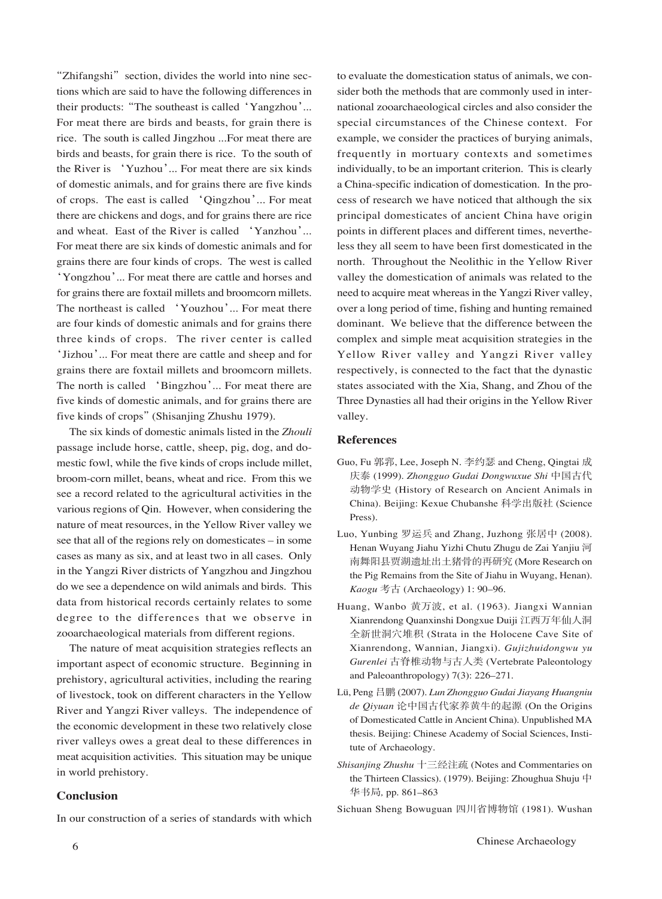"Zhifangshi" section, divides the world into nine sections which are said to have the following differences in their products: "The southeast is called 'Yangzhou'... For meat there are birds and beasts, for grain there is rice. The south is called Jingzhou ...For meat there are birds and beasts, for grain there is rice. To the south of the River is 'Yuzhou'... For meat there are six kinds of domestic animals, and for grains there are five kinds of crops. The east is called 'Qingzhou'... For meat there are chickens and dogs, and for grains there are rice and wheat. East of the River is called 'Yanzhou'... For meat there are six kinds of domestic animals and for grains there are four kinds of crops. The west is called 'Yongzhou'... For meat there are cattle and horses and for grains there are foxtail millets and broomcorn millets. The northeast is called 'Youzhou'... For meat there are four kinds of domestic animals and for grains there three kinds of crops. The river center is called 'Jizhou'... For meat there are cattle and sheep and for grains there are foxtail millets and broomcorn millets. The north is called 'Bingzhou'... For meat there are five kinds of domestic animals, and for grains there are five kinds of crops" (Shisanjing Zhushu 1979).

The six kinds of domestic animals listed in the *Zhouli* passage include horse, cattle, sheep, pig, dog, and domestic fowl, while the five kinds of crops include millet, broom-corn millet, beans, wheat and rice. From this we see a record related to the agricultural activities in the various regions of Qin. However, when considering the nature of meat resources, in the Yellow River valley we see that all of the regions rely on domesticates – in some cases as many as six, and at least two in all cases. Only in the Yangzi River districts of Yangzhou and Jingzhou do we see a dependence on wild animals and birds. This data from historical records certainly relates to some degree to the differences that we observe in zooarchaeological materials from different regions.

The nature of meat acquisition strategies reflects an important aspect of economic structure. Beginning in prehistory, agricultural activities, including the rearing of livestock, took on different characters in the Yellow River and Yangzi River valleys. The independence of the economic development in these two relatively close river valleys owes a great deal to these differences in meat acquisition activities. This situation may be unique in world prehistory.

## Conclusion

In our construction of a series of standards with which to evaluate the domestication status of animals, we consider both the methods that are commonly used in international zooarchaeological circles and also consider the special circumstances of the Chinese context. For example, we consider the practices of burying animals, frequently in mortuary contexts and sometimes individually, to be an important criterion. This is clearly a China-specific indication of domestication. In the process of research we have noticed that although the six principal domesticates of ancient China have origin points in different places and different times, nevertheless they all seem to have been first domesticated in the north. Throughout the Neolithic in the Yellow River valley the domestication of animals was related to the need to acquire meat whereas in the Yangzi River valley, over a long period of time, fishing and hunting remained dominant. We believe that the difference between the complex and simple meat acquisition strategies in the Yellow River valley and Yangzi River valley respectively, is connected to the fact that the dynastic states associated with the Xia, Shang, and Zhou of the Three Dynasties all had their origins in the Yellow River valley.

## References

Guo, Fu 郭郛, Lee, Joseph N. 李约瑟 and Cheng, Qingtai 成庆泰 (1999). *Zhongguo Gudai Dongwuxue Shi* 中国古代动物学史 (History of Research on Ancient Animals in China). Beijing: Kexue Chubanshe 科学出版社 (Science Press).

Luo, Yunbing 罗运兵 and Zhang, Juzhong 张居中 (2008). Henan Wuyang Jiahu Yizhi Chutu Zhugu de Zai Yanjiu 河南舞阳县贾湖遗址出土猪骨的再研究 (More Research on the Pig Remains from the Site of Jiahu in Wuyang, Henan). *Kaogu* 考古 (Archaeology) 1: 90–96.

Huang, Wanbo 黄万波, et al. (1963). Jiangxi Wannian Xianrendong Quanxinshi Dongxue Duiji 江西万年仙人洞全新世洞穴堆积 (Strata in the Holocene Cave Site of Xianrendong, Wannian, Jiangxi). *Gujizhuidongwu yu Gurenlei* 古脊椎动物与古人类 (Vertebrate Paleontology and Paleoanthropology) 7(3): 226–271.

Lü, Peng 吕鹏 (2007). *Lun Zhongguo Gudai Jiayang Huangniu de Qiyuan* 论中国古代家养黄牛的起源 (On the Origins of Domesticated Cattle in Ancient China). Unpublished MA thesis. Beijing: Chinese Academy of Social Sciences, Institute of Archaeology.

*Shisanjing Zhushu* 十三经注疏 (Notes and Commentaries on the Thirteen Classics). (1979). Beijing: Zhoughua Shuju 中华书局, pp. 861–863

Sichuan Sheng Bowuguan 四川省博物馆 (1981). Wushan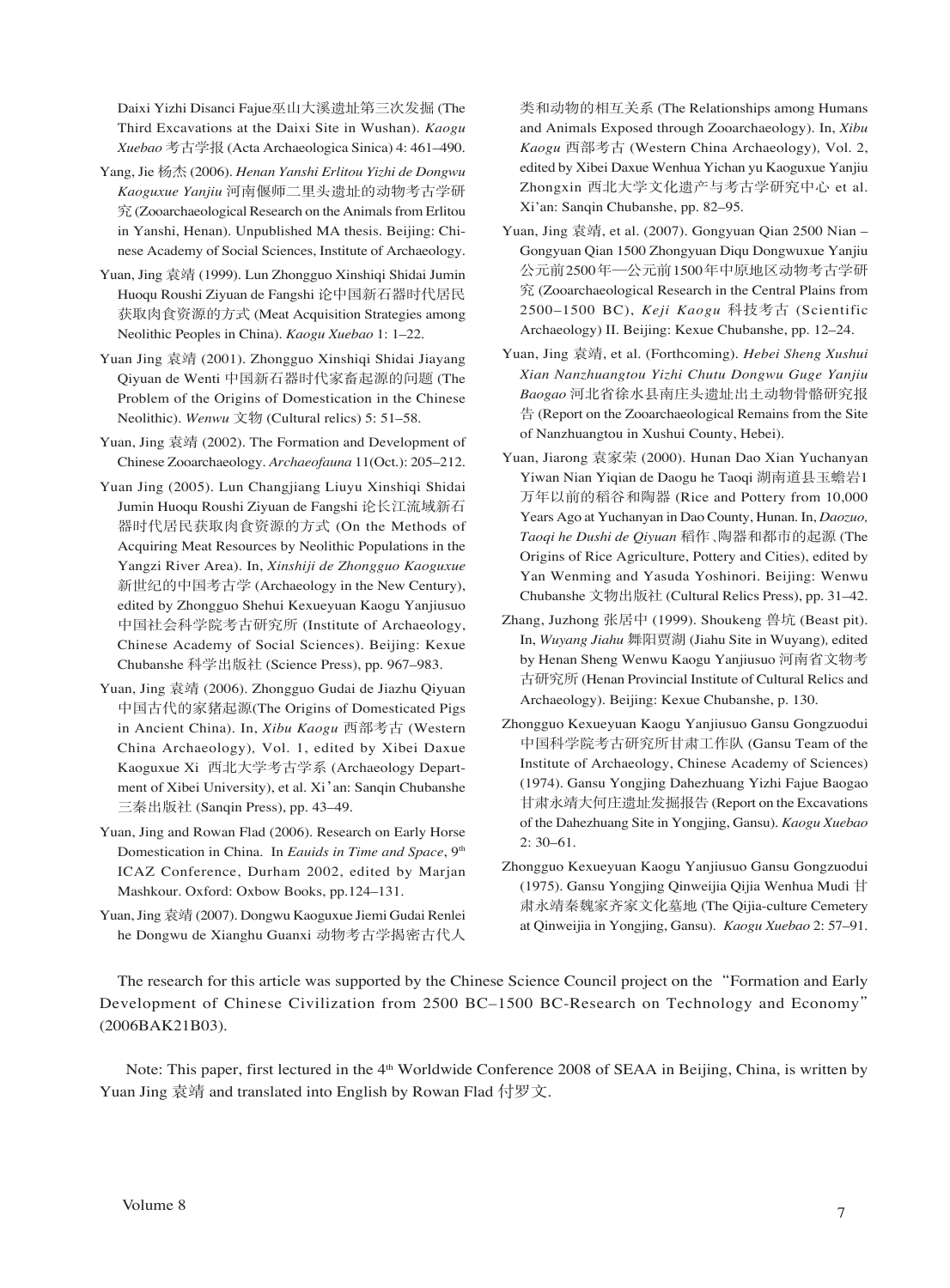Daixi Yizhi Disanci Fajue巫山大溪遗址第三次发掘 (The Third Excavations at the Daixi Site in Wushan). *Kaogu Xuebao* 考古学报 (Acta Archaeologica Sinica) 4: 461–490.

Yang, Jie 杨杰 (2006). *Henan Yanshi Erlitou Yizhi de Dongwu Kaoguxue Yanjiu* 河南偃师二里头遗址的动物考古学研究 (Zooarchaeological Research on the Animals from Erlitou in Yanshi, Henan). Unpublished MA thesis. Beijing: Chinese Academy of Social Sciences, Institute of Archaeology.

Yuan, Jing 袁靖 (1999). Lun Zhongguo Xinshiqi Shidai Jumin Huoqu Roushi Ziyuan de Fangshi 论中国新石器时代居民获取肉食资源的方式 (Meat Acquisition Strategies among Neolithic Peoples in China). *Kaogu Xuebao* 1: 1–22.

Yuan Jing 袁靖 (2001). Zhongguo Xinshiqi Shidai Jiayang Qiyuan de Wenti 中国新石器时代家畜起源的问题 (The Problem of the Origins of Domestication in the Chinese Neolithic). *Wenwu* 文物 (Cultural relics) 5: 51–58.

Yuan, Jing 袁靖 (2002). The Formation and Development of Chinese Zooarchaeology. *Archaeofauna* 11(Oct.): 205–212.

Yuan Jing (2005). Lun Changjiang Liuyu Xinshiqi Shidai Jumin Huoqu Roushi Ziyuan de Fangshi 论长江流域新石器时代居民获取肉食资源的方式 (On the Methods of Acquiring Meat Resources by Neolithic Populations in the Yangzi River Area). In, *Xinshiji de Zhongguo Kaoguxue* 新世纪的中国考古学 (Archaeology in the New Century), edited by Zhongguo Shehui Kexueyuan Kaogu Yanjiusuo 中国社会科学院考古研究所 (Institute of Archaeology, Chinese Academy of Social Sciences). Beijing: Kexue Chubanshe 科学出版社 (Science Press), pp. 967–983.

Yuan, Jing 袁靖 (2006). Zhongguo Gudai de Jiazhu Qiyuan 中国古代的家猪起源(The Origins of Domesticated Pigs in Ancient China). In, *Xibu Kaogu* 西部考古 (Western China Archaeology), Vol. 1, edited by Xibei Daxue Kaoguxue Xi 西北大学考古学系 (Archaeology Department of Xibei University), et al. Xi'an: Sanqin Chubanshe 三秦出版社 (Sanqin Press), pp. 43–49.

Yuan, Jing and Rowan Flad (2006). Research on Early Horse Domestication in China. In *Eauids in Time and Space*, 9th ICAZ Conference, Durham 2002, edited by Marjan Mashkour. Oxford: Oxbow Books, pp.124–131.

Yuan, Jing 袁靖 (2007). Dongwu Kaoguxue Jiemi Gudai Renlei he Dongwu de Xianghu Guanxi 动物考古学揭密古代人类和动物的相互关系 (The Relationships among Humans and Animals Exposed through Zooarchaeology). In, *Xibu Kaogu* 西部考古 (Western China Archaeology), Vol. 2, edited by Xibei Daxue Wenhua Yichan yu Kaoguxue Yanjiu Zhongxin 西北大学文化遗产与考古学研究中心 et al. Xi'an: Sanqin Chubanshe, pp. 82–95.

Yuan, Jing 袁靖, et al. (2007). Gongyuan Qian 2500 Nian – Gongyuan Qian 1500 Zhongyuan Diqu Dongwuxue Yanjiu 公元前2500年—公元前1500年中原地区动物考古学研究 (Zooarchaeological Research in the Central Plains from 2500–1500 BC), *Keji Kaogu* 科技考古 (Scientific Archaeology) II. Beijing: Kexue Chubanshe, pp. 12–24.

Yuan, Jing 袁靖, et al. (Forthcoming). *Hebei Sheng Xushui Xian Nanzhuangtou Yizhi Chutu Dongwu Guge Yanjiu Baogao* 河北省徐水县南庄头遗址出土动物骨骼研究报告 (Report on the Zooarchaeological Remains from the Site of Nanzhuangtou in Xushui County, Hebei).

Yuan, Jiarong 袁家荣 (2000). Hunan Dao Xian Yuchanyan Yiwan Nian Yiqian de Daogu he Taoqi 湖南道县玉蟾岩1万年以前的稻谷和陶器 (Rice and Pottery from 10,000 Years Ago at Yuchanyan in Dao County, Hunan. In, *Daozuo, Taoqi he Dushi de Qiyuan* 稻作、陶器和都市的起源 (The Origins of Rice Agriculture, Pottery and Cities), edited by Yan Wenming and Yasuda Yoshinori. Beijing: Wenwu Chubanshe 文物出版社 (Cultural Relics Press), pp. 31–42.

Zhang, Juzhong 张居中 (1999). Shoukeng 兽坑 (Beast pit). In, *Wuyang Jiahu* 舞阳贾湖 (Jiahu Site in Wuyang), edited by Henan Sheng Wenwu Kaogu Yanjiusuo 河南省文物考古研究所 (Henan Provincial Institute of Cultural Relics and Archaeology). Beijing: Kexue Chubanshe, p. 130.

Zhongguo Kexueyuan Kaogu Yanjiusuo Gansu Gongzuodui 中国科学院考古研究所甘肃工作队 (Gansu Team of the Institute of Archaeology, Chinese Academy of Sciences) (1974). Gansu Yongjing Dahezhuang Yizhi Fajue Baogao 甘肃永靖大何庄遗址发掘报告 (Report on the Excavations of the Dahezhuang Site in Yongjing, Gansu). *Kaogu Xuebao* 2: 30–61.

Zhongguo Kexueyuan Kaogu Yanjiusuo Gansu Gongzuodui (1975). Gansu Yongjing Qinweijia Qijia Wenhua Mudi 甘肃永靖秦魏家齐家文化墓地 (The Qijia-culture Cemetery at Qinweijia in Yongjing, Gansu). *Kaogu Xuebao* 2: 57–91.

The research for this article was supported by the Chinese Science Council project on the "Formation and Early Development of Chinese Civilization from 2500 BC–1500 BC-Research on Technology and Economy" (2006BAK21B03).

Note: This paper, first lectured in the 4th Worldwide Conference 2008 of SEAA in Beijing, China, is written by Yuan Jing 袁靖 and translated into English by Rowan Flad 付罗文.